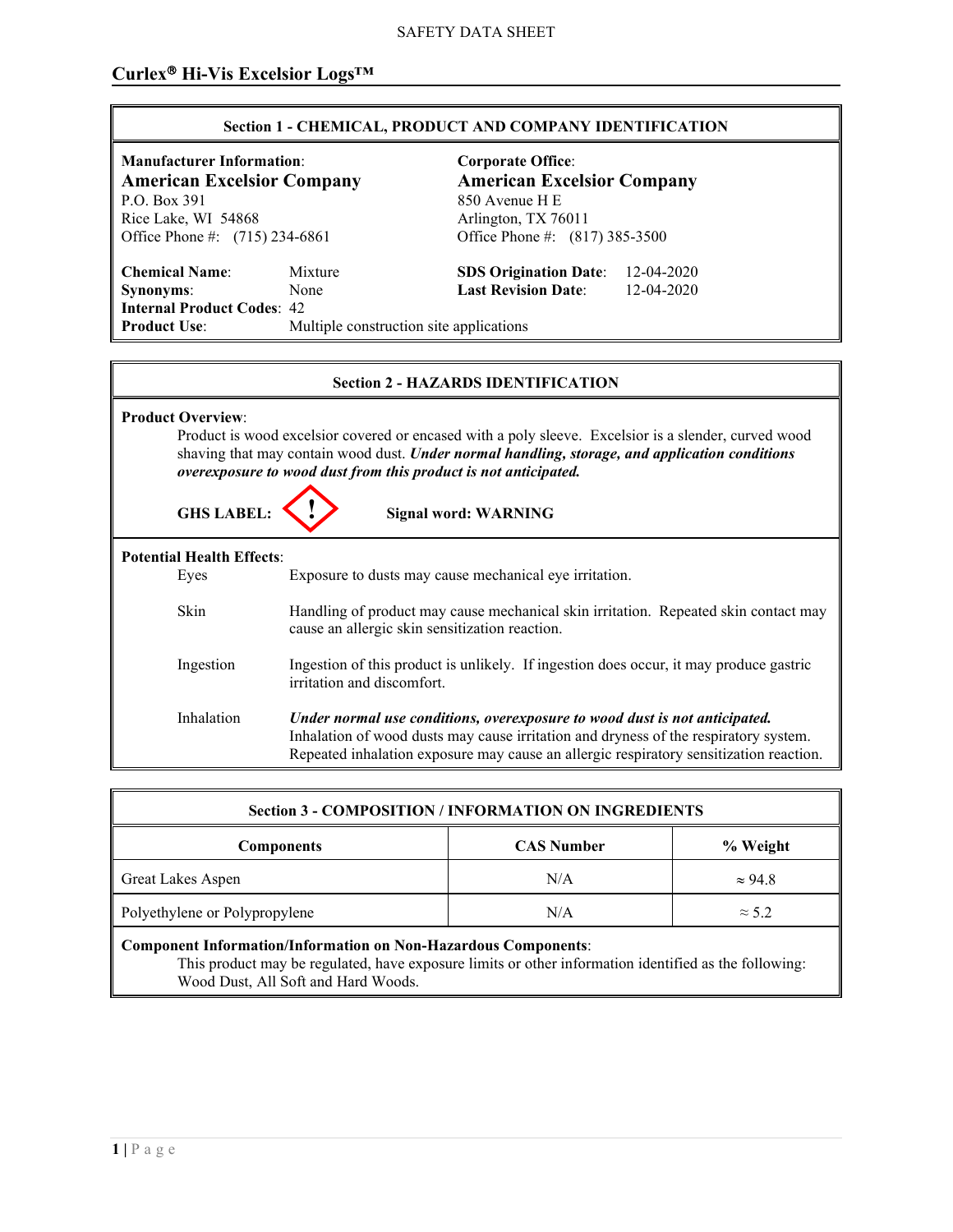SAFETY DATA SHEET

# Curlex® Hi-Vis Excelsior Logs™

## Section 1 - CHEMICAL, PRODUCT AND COMPANY IDENTIFICATION

**Manufacturer Information**:
**American Excelsior Company**
P.O. Box 391
Rice Lake, WI 54868
Office Phone #: (715) 234-6861

**Corporate Office**:
**American Excelsior Company**
850 Avenue H E
Arlington, TX 76011
Office Phone #: (817) 385-3500

**Chemical Name**: Mixture
**Synonyms**: None
**Internal Product Codes**: 42
**Product Use**: Multiple construction site applications

**SDS Origination Date**: 12-04-2020
**Last Revision Date**: 12-04-2020

## Section 2 - HAZARDS IDENTIFICATION

**Product Overview**:

Product is wood excelsior covered or encased with a poly sleeve. Excelsior is a slender, curved wood shaving that may contain wood dust. ***Under normal handling, storage, and application conditions overexposure to wood dust from this product is not anticipated.***

**GHS LABEL:** ! **Signal word: WARNING**

**Potential Health Effects**:

| | |
|---|---|
| Eyes | Exposure to dusts may cause mechanical eye irritation. |
| Skin | Handling of product may cause mechanical skin irritation. Repeated skin contact may cause an allergic skin sensitization reaction. |
| Ingestion | Ingestion of this product is unlikely. If ingestion does occur, it may produce gastric irritation and discomfort. |
| Inhalation | ***Under normal use conditions, overexposure to wood dust is not anticipated.*** Inhalation of wood dusts may cause irritation and dryness of the respiratory system. Repeated inhalation exposure may cause an allergic respiratory sensitization reaction. |

## Section 3 - COMPOSITION / INFORMATION ON INGREDIENTS

| Components | CAS Number | % Weight |
|---|---|---|
| Great Lakes Aspen | N/A | ≈ 94.8 |
| Polyethylene or Polypropylene | N/A | ≈ 5.2 |

**Component Information/Information on Non-Hazardous Components**:

This product may be regulated, have exposure limits or other information identified as the following: Wood Dust, All Soft and Hard Woods.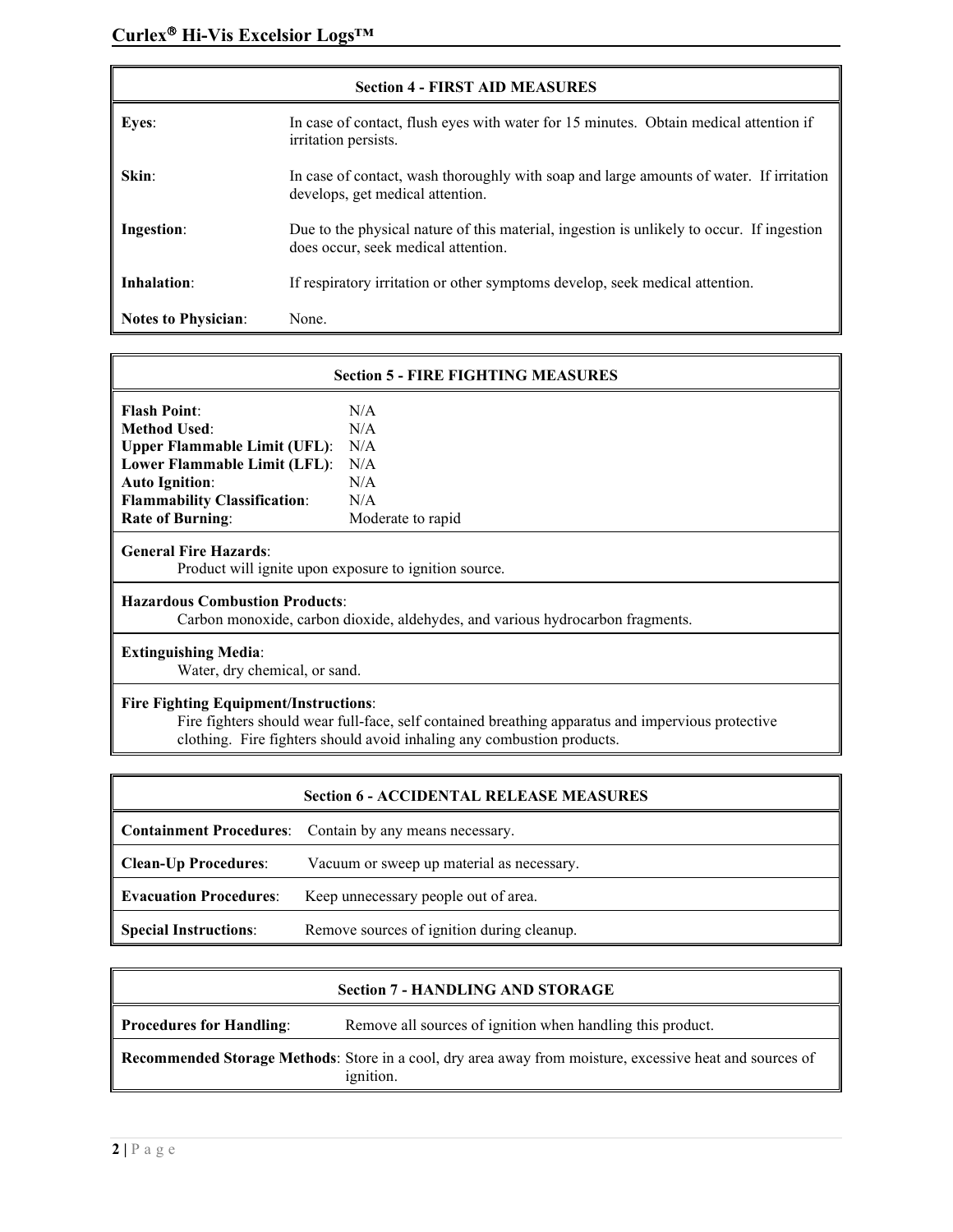## Section 4 - FIRST AID MEASURES

| | |
|---|---|
| **Eyes**: | In case of contact, flush eyes with water for 15 minutes. Obtain medical attention if irritation persists. |
| **Skin**: | In case of contact, wash thoroughly with soap and large amounts of water. If irritation develops, get medical attention. |
| **Ingestion**: | Due to the physical nature of this material, ingestion is unlikely to occur. If ingestion does occur, seek medical attention. |
| **Inhalation**: | If respiratory irritation or other symptoms develop, seek medical attention. |
| **Notes to Physician**: | None. |

## Section 5 - FIRE FIGHTING MEASURES

| | |
|---|---|
| **Flash Point**: | N/A |
| **Method Used**: | N/A |
| **Upper Flammable Limit (UFL)**: | N/A |
| **Lower Flammable Limit (LFL)**: | N/A |
| **Auto Ignition**: | N/A |
| **Flammability Classification**: | N/A |
| **Rate of Burning**: | Moderate to rapid |

**General Fire Hazards**:
Product will ignite upon exposure to ignition source.

**Hazardous Combustion Products**:
Carbon monoxide, carbon dioxide, aldehydes, and various hydrocarbon fragments.

**Extinguishing Media**:
Water, dry chemical, or sand.

**Fire Fighting Equipment/Instructions**:
Fire fighters should wear full-face, self contained breathing apparatus and impervious protective clothing. Fire fighters should avoid inhaling any combustion products.

## Section 6 - ACCIDENTAL RELEASE MEASURES

| | |
|---|---|
| **Containment Procedures**: | Contain by any means necessary. |
| **Clean-Up Procedures**: | Vacuum or sweep up material as necessary. |
| **Evacuation Procedures**: | Keep unnecessary people out of area. |
| **Special Instructions**: | Remove sources of ignition during cleanup. |

## Section 7 - HANDLING AND STORAGE

| | |
|---|---|
| **Procedures for Handling**: | Remove all sources of ignition when handling this product. |
| **Recommended Storage Methods**: | Store in a cool, dry area away from moisture, excessive heat and sources of ignition. |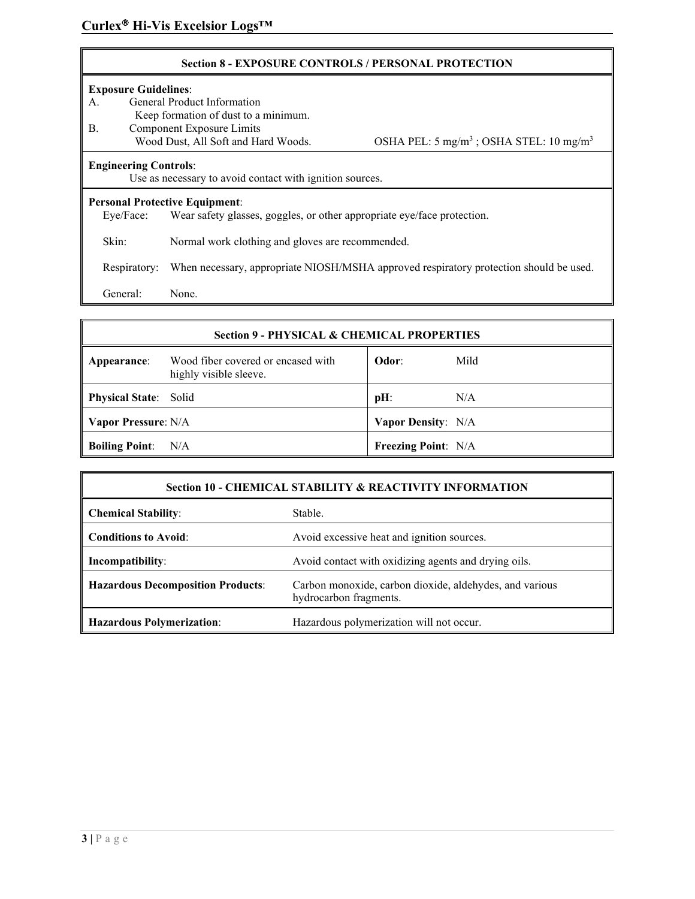## Section 8 - EXPOSURE CONTROLS / PERSONAL PROTECTION

**Exposure Guidelines**:

A. General Product Information
Keep formation of dust to a minimum.

B. Component Exposure Limits
Wood Dust, All Soft and Hard Woods. OSHA PEL: 5 mg/m$^3$ ; OSHA STEL: 10 mg/m$^3$

**Engineering Controls**:
Use as necessary to avoid contact with ignition sources.

**Personal Protective Equipment**:

Eye/Face: Wear safety glasses, goggles, or other appropriate eye/face protection.

Skin: Normal work clothing and gloves are recommended.

Respiratory: When necessary, appropriate NIOSH/MSHA approved respiratory protection should be used.

General: None.

## Section 9 - PHYSICAL & CHEMICAL PROPERTIES

| | | | |
|---|---|---|---|
| **Appearance**: | Wood fiber covered or encased with highly visible sleeve. | **Odor**: | Mild |
| **Physical State**: | Solid | **pH**: | N/A |
| **Vapor Pressure**: | N/A | **Vapor Density**: | N/A |
| **Boiling Point**: | N/A | **Freezing Point**: | N/A |

## Section 10 - CHEMICAL STABILITY & REACTIVITY INFORMATION

| | |
|---|---|
| **Chemical Stability**: | Stable. |
| **Conditions to Avoid**: | Avoid excessive heat and ignition sources. |
| **Incompatibility**: | Avoid contact with oxidizing agents and drying oils. |
| **Hazardous Decomposition Products**: | Carbon monoxide, carbon dioxide, aldehydes, and various hydrocarbon fragments. |
| **Hazardous Polymerization**: | Hazardous polymerization will not occur. |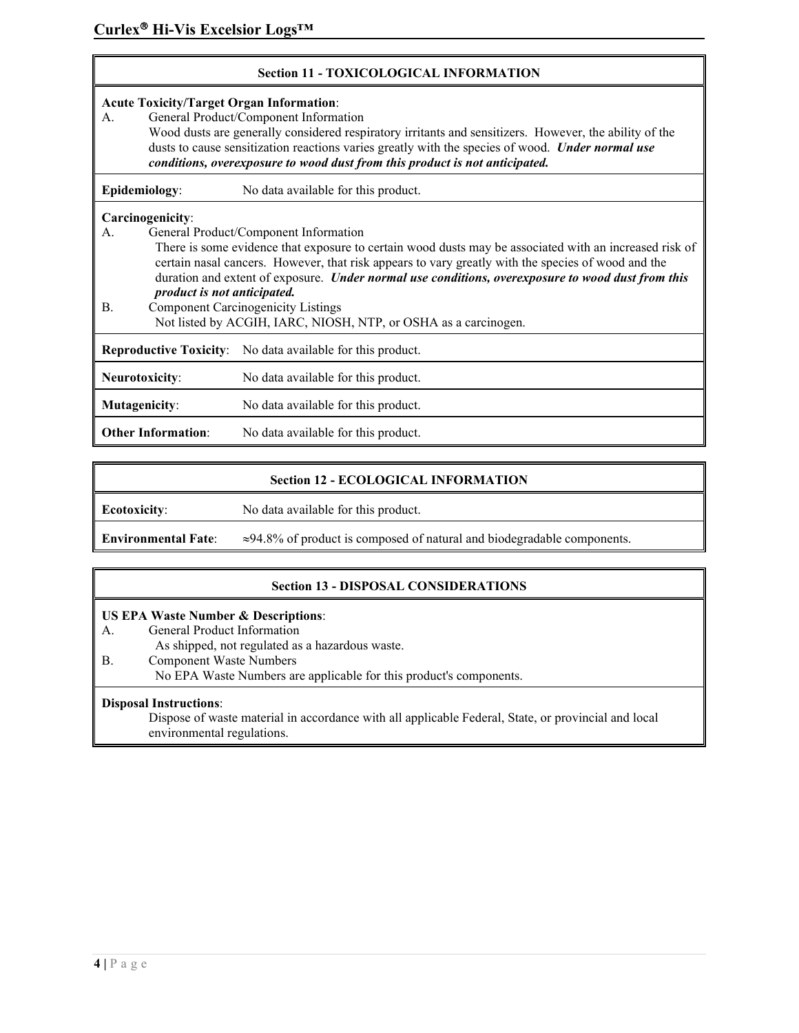## Section 11 - TOXICOLOGICAL INFORMATION

**Acute Toxicity/Target Organ Information**:

A. General Product/Component Information

Wood dusts are generally considered respiratory irritants and sensitizers. However, the ability of the dusts to cause sensitization reactions varies greatly with the species of wood. ***Under normal use conditions, overexposure to wood dust from this product is not anticipated.***

**Epidemiology**: No data available for this product.

**Carcinogenicity**:

A. General Product/Component Information

There is some evidence that exposure to certain wood dusts may be associated with an increased risk of certain nasal cancers. However, that risk appears to vary greatly with the species of wood and the duration and extent of exposure. ***Under normal use conditions, overexposure to wood dust from this product is not anticipated.***

B. Component Carcinogenicity Listings

Not listed by ACGIH, IARC, NIOSH, NTP, or OSHA as a carcinogen.

**Reproductive Toxicity**: No data available for this product.

**Neurotoxicity**: No data available for this product.

**Mutagenicity**: No data available for this product.

**Other Information**: No data available for this product.

## Section 12 - ECOLOGICAL INFORMATION

**Ecotoxicity**: No data available for this product.

**Environmental Fate**: ≈94.8% of product is composed of natural and biodegradable components.

## Section 13 - DISPOSAL CONSIDERATIONS

**US EPA Waste Number & Descriptions**:

A. General Product Information

As shipped, not regulated as a hazardous waste.

B. Component Waste Numbers

No EPA Waste Numbers are applicable for this product's components.

**Disposal Instructions**:

Dispose of waste material in accordance with all applicable Federal, State, or provincial and local environmental regulations.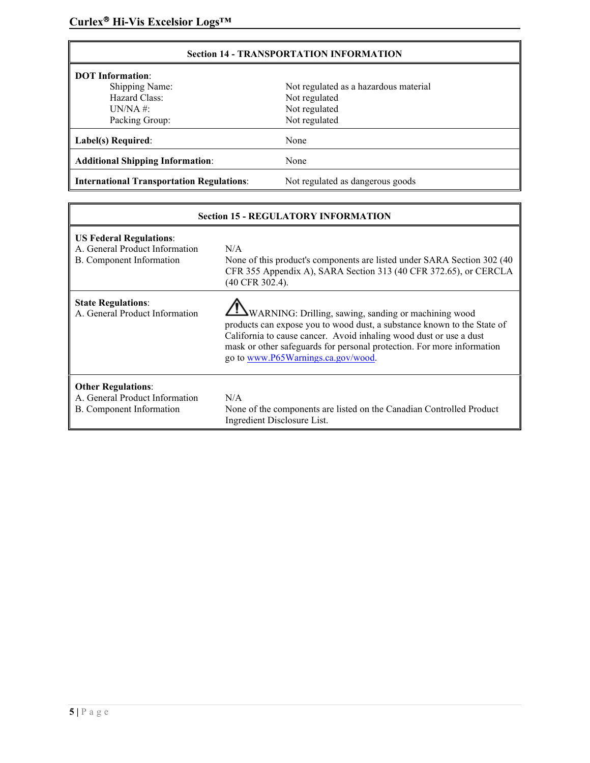## Section 14 - TRANSPORTATION INFORMATION

| | |
|---|---|
| **DOT Information**: | |
| Shipping Name: | Not regulated as a hazardous material |
| Hazard Class: | Not regulated |
| UN/NA #: | Not regulated |
| Packing Group: | Not regulated |
| **Label(s) Required**: | None |
| **Additional Shipping Information**: | None |
| **International Transportation Regulations**: | Not regulated as dangerous goods |

## Section 15 - REGULATORY INFORMATION

| | |
|---|---|
| **US Federal Regulations**: | |
| A. General Product Information | N/A |
| B. Component Information | None of this product's components are listed under SARA Section 302 (40 CFR 355 Appendix A), SARA Section 313 (40 CFR 372.65), or CERCLA (40 CFR 302.4). |
| **State Regulations**: | |
| A. General Product Information | ⚠ WARNING: Drilling, sawing, sanding or machining wood products can expose you to wood dust, a substance known to the State of California to cause cancer. Avoid inhaling wood dust or use a dust mask or other safeguards for personal protection. For more information go to [www.P65Warnings.ca.gov/wood](http://www.P65Warnings.ca.gov/wood). |
| **Other Regulations**: | |
| A. General Product Information | N/A |
| B. Component Information | None of the components are listed on the Canadian Controlled Product Ingredient Disclosure List. |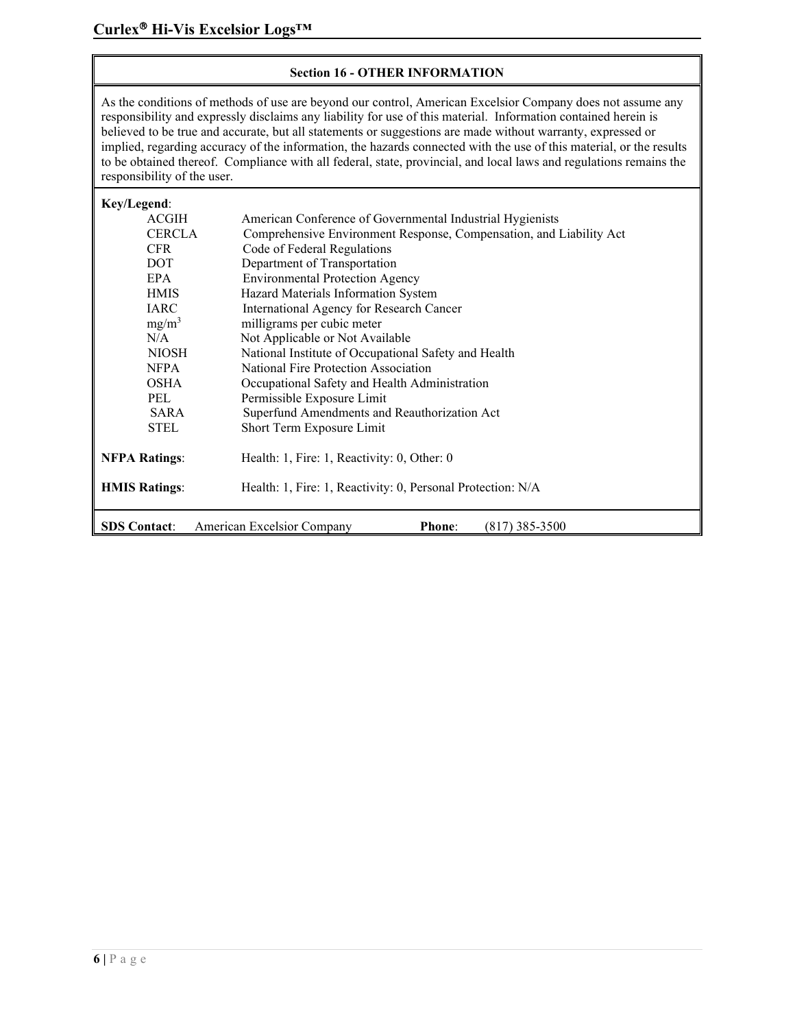## Section 16 - OTHER INFORMATION

As the conditions of methods of use are beyond our control, American Excelsior Company does not assume any responsibility and expressly disclaims any liability for use of this material. Information contained herein is believed to be true and accurate, but all statements or suggestions are made without warranty, expressed or implied, regarding accuracy of the information, the hazards connected with the use of this material, or the results to be obtained thereof. Compliance with all federal, state, provincial, and local laws and regulations remains the responsibility of the user.

**Key/Legend**:

| | |
|---|---|
| ACGIH | American Conference of Governmental Industrial Hygienists |
| CERCLA | Comprehensive Environment Response, Compensation, and Liability Act |
| CFR | Code of Federal Regulations |
| DOT | Department of Transportation |
| EPA | Environmental Protection Agency |
| HMIS | Hazard Materials Information System |
| IARC | International Agency for Research Cancer |
| $mg/m^3$ | milligrams per cubic meter |
| N/A | Not Applicable or Not Available |
| NIOSH | National Institute of Occupational Safety and Health |
| NFPA | National Fire Protection Association |
| OSHA | Occupational Safety and Health Administration |
| PEL | Permissible Exposure Limit |
| SARA | Superfund Amendments and Reauthorization Act |
| STEL | Short Term Exposure Limit |

**NFPA Ratings**: Health: 1, Fire: 1, Reactivity: 0, Other: 0

**HMIS Ratings**: Health: 1, Fire: 1, Reactivity: 0, Personal Protection: N/A

**SDS Contact**: American Excelsior Company **Phone**: (817) 385-3500